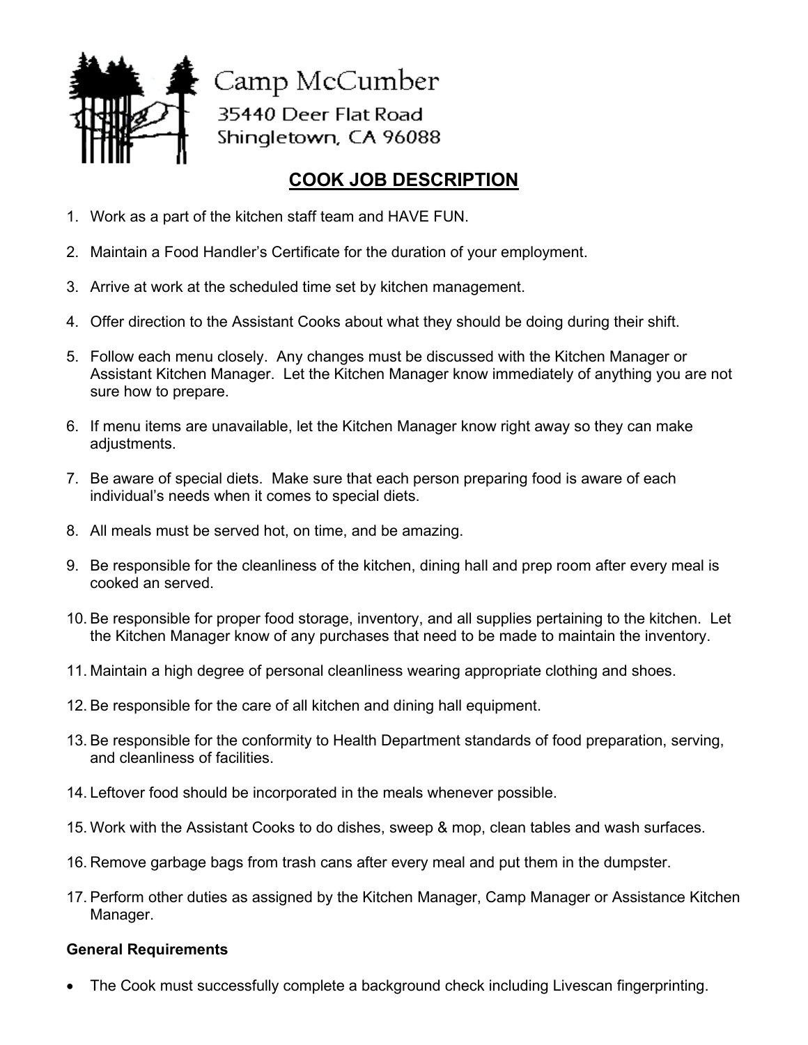Camp McCumber
35440 Deer Flat Road
Shingletown, CA 96088

# COOK JOB DESCRIPTION

1. Work as a part of the kitchen staff team and HAVE FUN.

2. Maintain a Food Handler's Certificate for the duration of your employment.

3. Arrive at work at the scheduled time set by kitchen management.

4. Offer direction to the Assistant Cooks about what they should be doing during their shift.

5. Follow each menu closely. Any changes must be discussed with the Kitchen Manager or Assistant Kitchen Manager. Let the Kitchen Manager know immediately of anything you are not sure how to prepare.

6. If menu items are unavailable, let the Kitchen Manager know right away so they can make adjustments.

7. Be aware of special diets. Make sure that each person preparing food is aware of each individual's needs when it comes to special diets.

8. All meals must be served hot, on time, and be amazing.

9. Be responsible for the cleanliness of the kitchen, dining hall and prep room after every meal is cooked an served.

10. Be responsible for proper food storage, inventory, and all supplies pertaining to the kitchen. Let the Kitchen Manager know of any purchases that need to be made to maintain the inventory.

11. Maintain a high degree of personal cleanliness wearing appropriate clothing and shoes.

12. Be responsible for the care of all kitchen and dining hall equipment.

13. Be responsible for the conformity to Health Department standards of food preparation, serving, and cleanliness of facilities.

14. Leftover food should be incorporated in the meals whenever possible.

15. Work with the Assistant Cooks to do dishes, sweep & mop, clean tables and wash surfaces.

16. Remove garbage bags from trash cans after every meal and put them in the dumpster.

17. Perform other duties as assigned by the Kitchen Manager, Camp Manager or Assistance Kitchen Manager.

**General Requirements**

- The Cook must successfully complete a background check including Livescan fingerprinting.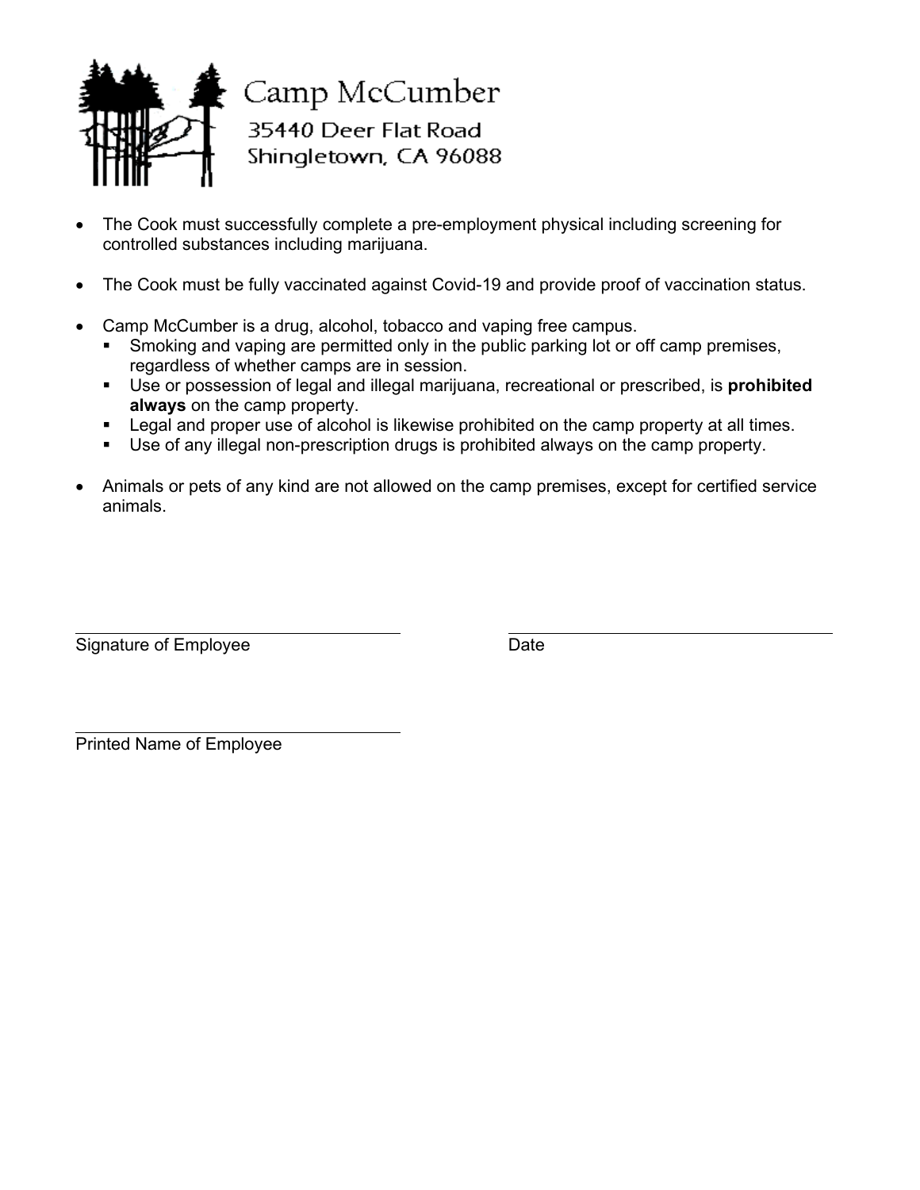Camp McCumber
35440 Deer Flat Road
Shingletown, CA 96088

- The Cook must successfully complete a pre-employment physical including screening for controlled substances including marijuana.

- The Cook must be fully vaccinated against Covid-19 and provide proof of vaccination status.

- Camp McCumber is a drug, alcohol, tobacco and vaping free campus.
  - Smoking and vaping are permitted only in the public parking lot or off camp premises, regardless of whether camps are in session.
  - Use or possession of legal and illegal marijuana, recreational or prescribed, is **prohibited always** on the camp property.
  - Legal and proper use of alcohol is likewise prohibited on the camp property at all times.
  - Use of any illegal non-prescription drugs is prohibited always on the camp property.

- Animals or pets of any kind are not allowed on the camp premises, except for certified service animals.

\_\_\_\_\_\_\_\_\_\_\_\_\_\_\_\_\_\_\_\_\_\_\_\_\_\_\_\_\_\_\_\_\_\_
Signature of Employee

\_\_\_\_\_\_\_\_\_\_\_\_\_\_\_\_\_\_\_\_\_\_\_\_\_\_\_\_\_\_\_\_\_\_
Date

\_\_\_\_\_\_\_\_\_\_\_\_\_\_\_\_\_\_\_\_\_\_\_\_\_\_\_\_\_\_\_\_\_\_
Printed Name of Employee